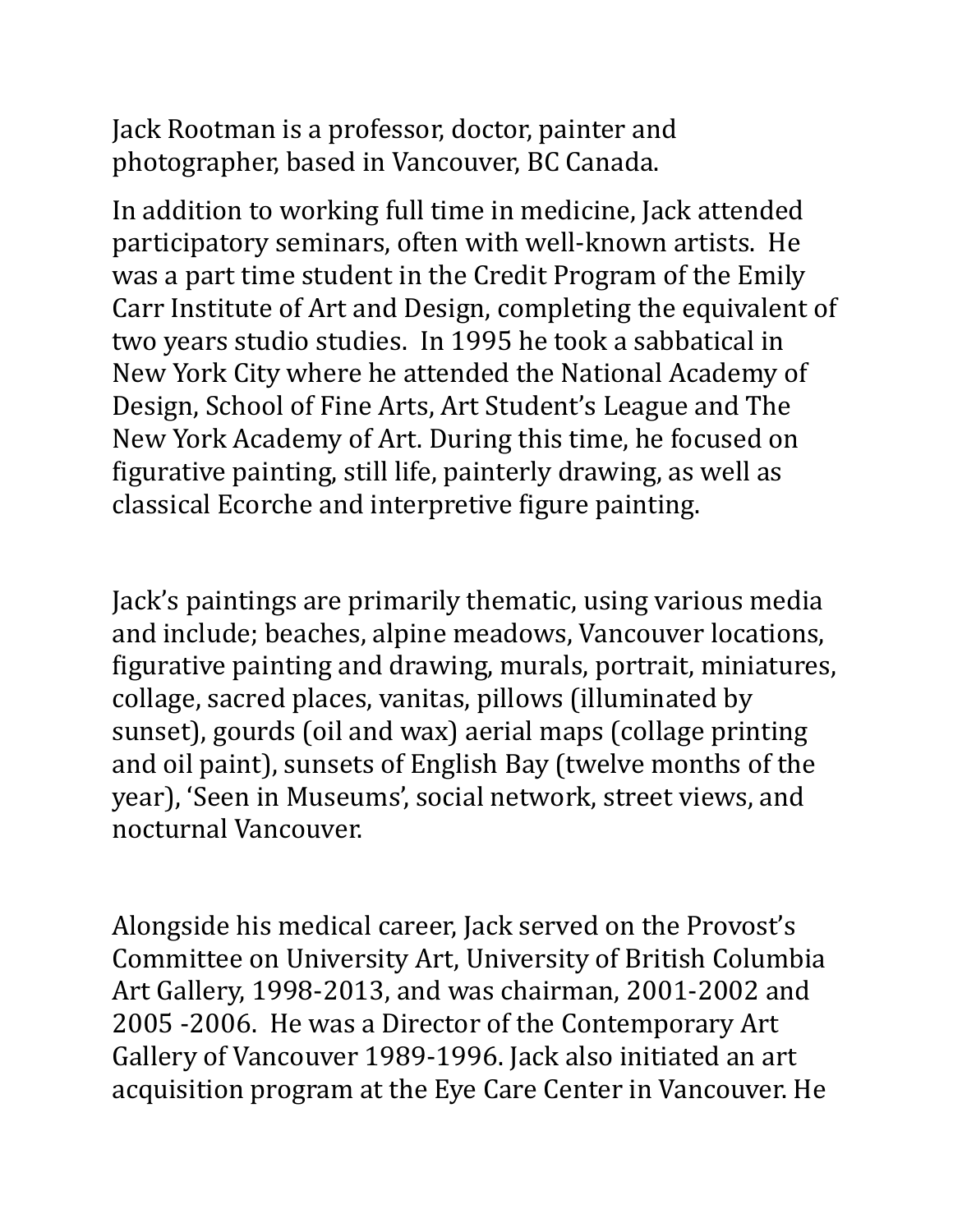Jack Rootman is a professor, doctor, painter and photographer, based in Vancouver, BC Canada.

In addition to working full time in medicine, Jack attended participatory seminars, often with well-known artists. He was a part time student in the Credit Program of the Emily Carr Institute of Art and Design, completing the equivalent of two years studio studies. In 1995 he took a sabbatical in New York City where he attended the National Academy of Design, School of Fine Arts, Art Student's League and The New York Academy of Art. During this time, he focused on figurative painting, still life, painterly drawing, as well as classical Ecorche and interpretive figure painting.

Jack's paintings are primarily thematic, using various media and include; beaches, alpine meadows, Vancouver locations, figurative painting and drawing, murals, portrait, miniatures, collage, sacred places, vanitas, pillows (illuminated by sunset), gourds (oil and wax) aerial maps (collage printing and oil paint), sunsets of English Bay (twelve months of the year), 'Seen in Museums', social network, street views, and nocturnal Vancouver.

Alongside his medical career, Jack served on the Provost's Committee on University Art, University of British Columbia Art Gallery, 1998-2013, and was chairman, 2001-2002 and 2005 -2006. He was a Director of the Contemporary Art Gallery of Vancouver 1989-1996. Jack also initiated an art acquisition program at the Eye Care Center in Vancouver. He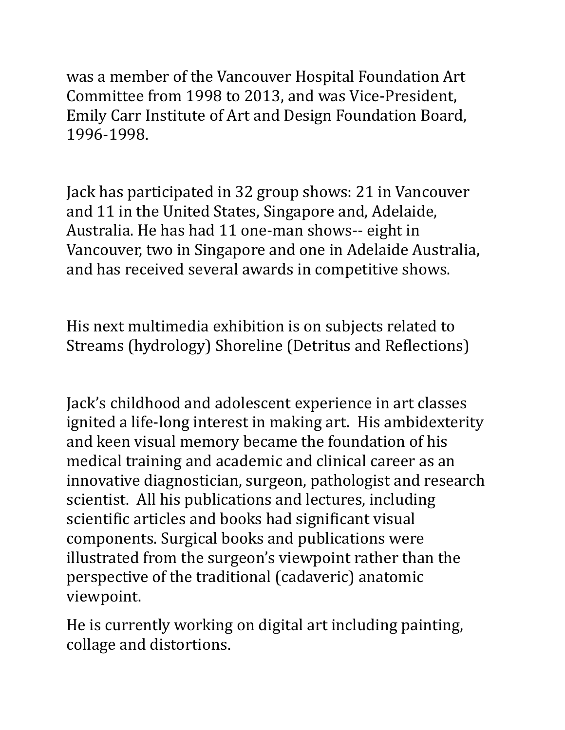was a member of the Vancouver Hospital Foundation Art Committee from 1998 to 2013, and was Vice-President, Emily Carr Institute of Art and Design Foundation Board, 1996-1998.

Jack has participated in 32 group shows: 21 in Vancouver and 11 in the United States, Singapore and, Adelaide, Australia. He has had 11 one-man shows-- eight in Vancouver, two in Singapore and one in Adelaide Australia, and has received several awards in competitive shows.

His next multimedia exhibition is on subjects related to Streams (hydrology) Shoreline (Detritus and Reflections)

Jack's childhood and adolescent experience in art classes ignited a life-long interest in making art. His ambidexterity and keen visual memory became the foundation of his medical training and academic and clinical career as an innovative diagnostician, surgeon, pathologist and research scientist. All his publications and lectures, including scientific articles and books had significant visual components. Surgical books and publications were illustrated from the surgeon's viewpoint rather than the perspective of the traditional (cadaveric) anatomic viewpoint.

He is currently working on digital art including painting, collage and distortions.